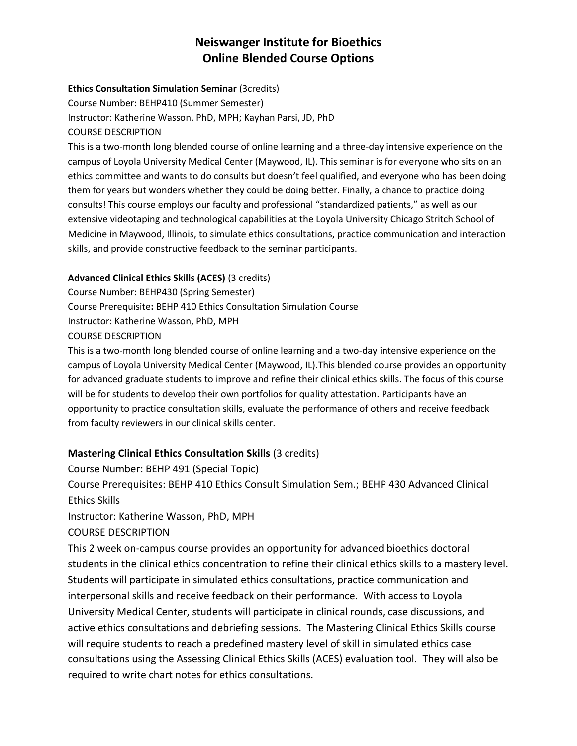# Neiswanger Institute for Bioethics
# Online Blended Course Options

**Ethics Consultation Simulation Seminar** (3credits)
Course Number: BEHP410 (Summer Semester)
Instructor: Katherine Wasson, PhD, MPH; Kayhan Parsi, JD, PhD
COURSE DESCRIPTION
This is a two-month long blended course of online learning and a three-day intensive experience on the campus of Loyola University Medical Center (Maywood, IL). This seminar is for everyone who sits on an ethics committee and wants to do consults but doesn't feel qualified, and everyone who has been doing them for years but wonders whether they could be doing better. Finally, a chance to practice doing consults! This course employs our faculty and professional "standardized patients," as well as our extensive videotaping and technological capabilities at the Loyola University Chicago Stritch School of Medicine in Maywood, Illinois, to simulate ethics consultations, practice communication and interaction skills, and provide constructive feedback to the seminar participants.

**Advanced Clinical Ethics Skills (ACES)** (3 credits)
Course Number: BEHP430 (Spring Semester)
Course Prerequisite**:** BEHP 410 Ethics Consultation Simulation Course
Instructor: Katherine Wasson, PhD, MPH
COURSE DESCRIPTION
This is a two-month long blended course of online learning and a two-day intensive experience on the campus of Loyola University Medical Center (Maywood, IL).This blended course provides an opportunity for advanced graduate students to improve and refine their clinical ethics skills. The focus of this course will be for students to develop their own portfolios for quality attestation. Participants have an opportunity to practice consultation skills, evaluate the performance of others and receive feedback from faculty reviewers in our clinical skills center.

**Mastering Clinical Ethics Consultation Skills** (3 credits)
Course Number: BEHP 491 (Special Topic)
Course Prerequisites: BEHP 410 Ethics Consult Simulation Sem.; BEHP 430 Advanced Clinical Ethics Skills
Instructor: Katherine Wasson, PhD, MPH
COURSE DESCRIPTION
This 2 week on-campus course provides an opportunity for advanced bioethics doctoral students in the clinical ethics concentration to refine their clinical ethics skills to a mastery level. Students will participate in simulated ethics consultations, practice communication and interpersonal skills and receive feedback on their performance. With access to Loyola University Medical Center, students will participate in clinical rounds, case discussions, and active ethics consultations and debriefing sessions. The Mastering Clinical Ethics Skills course will require students to reach a predefined mastery level of skill in simulated ethics case consultations using the Assessing Clinical Ethics Skills (ACES) evaluation tool. They will also be required to write chart notes for ethics consultations.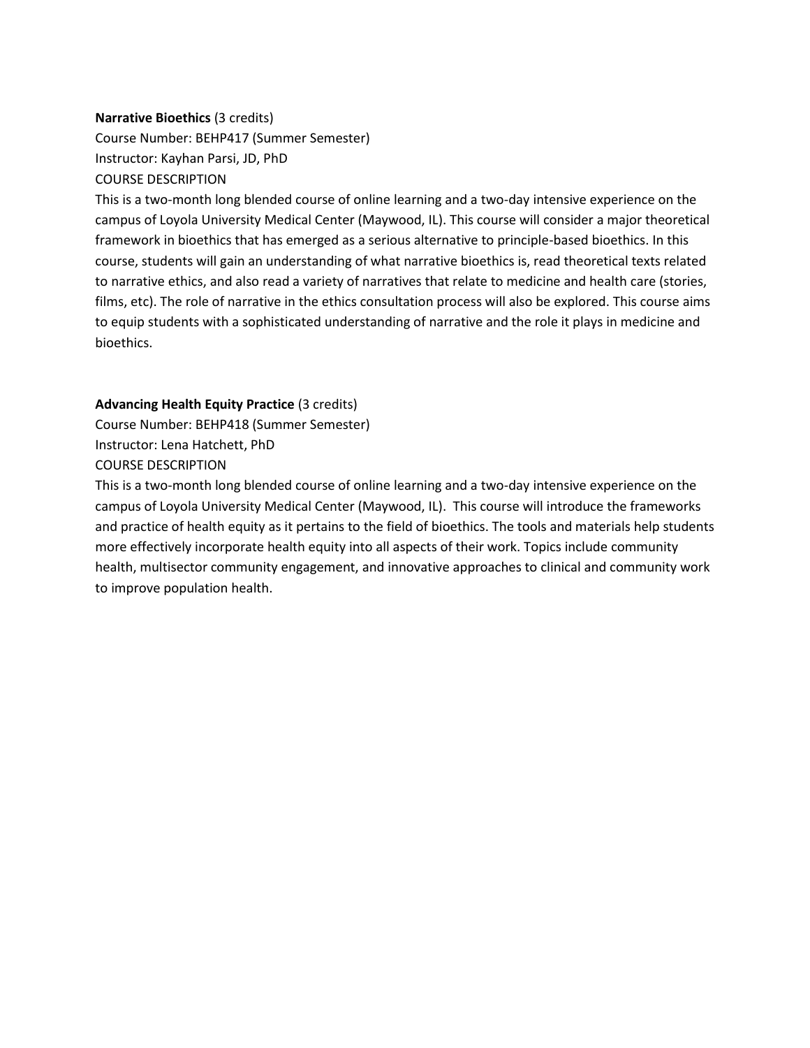**Narrative Bioethics** (3 credits)
Course Number: BEHP417 (Summer Semester)
Instructor: Kayhan Parsi, JD, PhD
COURSE DESCRIPTION
This is a two-month long blended course of online learning and a two-day intensive experience on the campus of Loyola University Medical Center (Maywood, IL). This course will consider a major theoretical framework in bioethics that has emerged as a serious alternative to principle-based bioethics. In this course, students will gain an understanding of what narrative bioethics is, read theoretical texts related to narrative ethics, and also read a variety of narratives that relate to medicine and health care (stories, films, etc). The role of narrative in the ethics consultation process will also be explored. This course aims to equip students with a sophisticated understanding of narrative and the role it plays in medicine and bioethics.

**Advancing Health Equity Practice** (3 credits)
Course Number: BEHP418 (Summer Semester)
Instructor: Lena Hatchett, PhD
COURSE DESCRIPTION
This is a two-month long blended course of online learning and a two-day intensive experience on the campus of Loyola University Medical Center (Maywood, IL). This course will introduce the frameworks and practice of health equity as it pertains to the field of bioethics. The tools and materials help students more effectively incorporate health equity into all aspects of their work. Topics include community health, multisector community engagement, and innovative approaches to clinical and community work to improve population health.